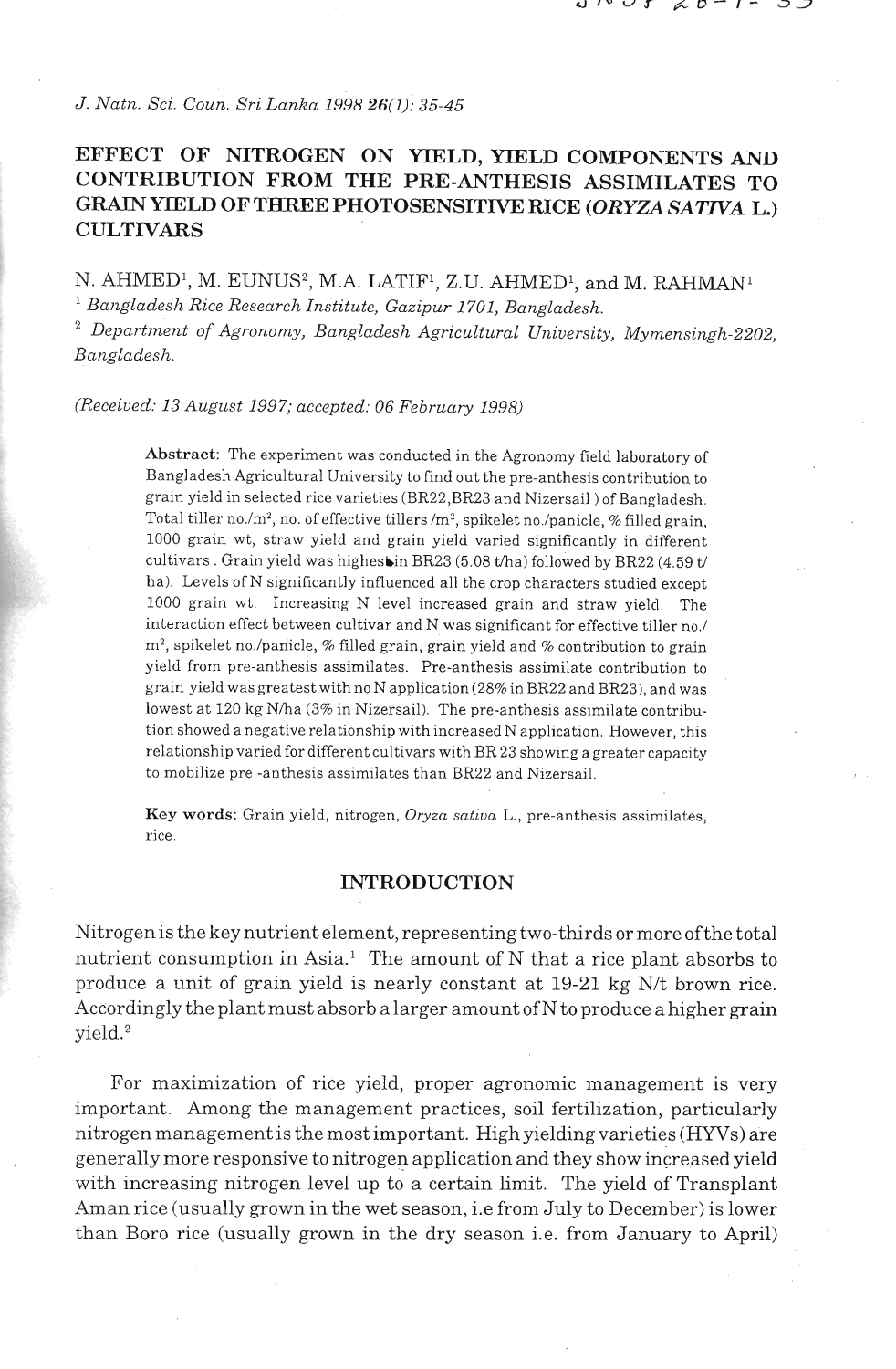*J. Natn. Sci. Coun. Sri Lanka 1998* **26**(1): 35-45

# EFFECT OF NITROGEN ON YIELD, YIELD COMPONENTS AND CONTRIBUTION FROM THE PRE-ANTHESIS ASSIMILATES TO GRAIN YIELD OF THREE PHOTOSENSITIVE RICE (*ORYZA SATIVA* L.) CULTIVARS

N. AHMED[1], M. EUNUS[2], M.A. LATIF[1], Z.U. AHMED[1], and M. RAHMAN[1]

[1] *Bangladesh Rice Research Institute, Gazipur 1701, Bangladesh.*

[2] *Department of Agronomy, Bangladesh Agricultural University, Mymensingh-2202, Bangladesh.*

*(Received: 13 August 1997; accepted: 06 February 1998)*

**Abstract**: The experiment was conducted in the Agronomy field laboratory of Bangladesh Agricultural University to find out the pre-anthesis contribution to grain yield in selected rice varieties (BR22,BR23 and Nizersail ) of Bangladesh. Total tiller no./$m^2$, no. of effective tillers /$m^2$, spikelet no./panicle, % filled grain, 1000 grain wt, straw yield and grain yield varied significantly in different cultivars . Grain yield was highest in BR23 (5.08 t/ha) followed by BR22 (4.59 t/ha). Levels of N significantly influenced all the crop characters studied except 1000 grain wt. Increasing N level increased grain and straw yield. The interaction effect between cultivar and N was significant for effective tiller no./$m^2$, spikelet no./panicle, % filled grain, grain yield and % contribution to grain yield from pre-anthesis assimilates. Pre-anthesis assimilate contribution to grain yield was greatest with no N application (28% in BR22 and BR23), and was lowest at 120 kg N/ha (3% in Nizersail). The pre-anthesis assimilate contribution showed a negative relationship with increased N application. However, this relationship varied for different cultivars with BR 23 showing a greater capacity to mobilize pre -anthesis assimilates than BR22 and Nizersail.

**Key words**: Grain yield, nitrogen, *Oryza sativa* L., pre-anthesis assimilates, rice.

## INTRODUCTION

Nitrogen is the key nutrient element, representing two-thirds or more of the total nutrient consumption in Asia.[1] The amount of N that a rice plant absorbs to produce a unit of grain yield is nearly constant at 19-21 kg N/t brown rice. Accordingly the plant must absorb a larger amount of N to produce a higher grain yield.[2]

For maximization of rice yield, proper agronomic management is very important. Among the management practices, soil fertilization, particularly nitrogen management is the most important. High yielding varieties (HYVs) are generally more responsive to nitrogen application and they show increased yield with increasing nitrogen level up to a certain limit. The yield of Transplant Aman rice (usually grown in the wet season, i.e from July to December) is lower than Boro rice (usually grown in the dry season i.e. from January to April)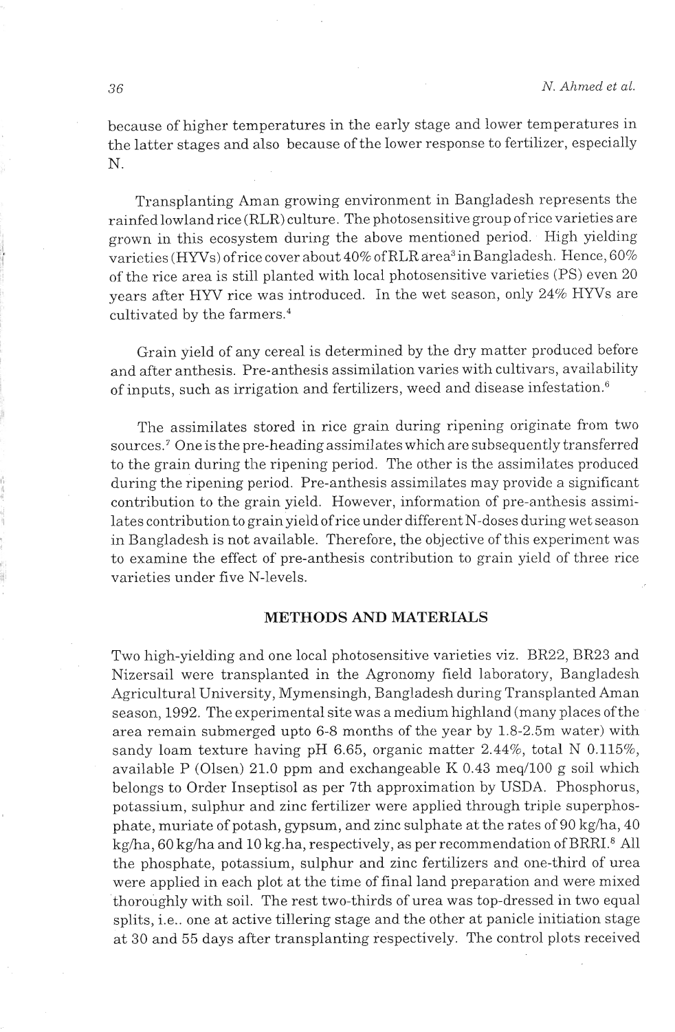because of higher temperatures in the early stage and lower temperatures in the latter stages and also because of the lower response to fertilizer, especially N.

Transplanting Aman growing environment in Bangladesh represents the rainfed lowland rice (RLR) culture. The photosensitive group of rice varieties are grown in this ecosystem during the above mentioned period. High yielding varieties (HYVs) of rice cover about 40% of RLR area[3] in Bangladesh. Hence, 60% of the rice area is still planted with local photosensitive varieties (PS) even 20 years after HYV rice was introduced. In the wet season, only 24% HYVs are cultivated by the farmers.[4]

Grain yield of any cereal is determined by the dry matter produced before and after anthesis. Pre-anthesis assimilation varies with cultivars, availability of inputs, such as irrigation and fertilizers, weed and disease infestation.[6]

The assimilates stored in rice grain during ripening originate from two sources.[7] One is the pre-heading assimilates which are subsequently transferred to the grain during the ripening period. The other is the assimilates produced during the ripening period. Pre-anthesis assimilates may provide a significant contribution to the grain yield. However, information of pre-anthesis assimilates contribution to grain yield of rice under different N-doses during wet season in Bangladesh is not available. Therefore, the objective of this experiment was to examine the effect of pre-anthesis contribution to grain yield of three rice varieties under five N-levels.

## METHODS AND MATERIALS

Two high-yielding and one local photosensitive varieties viz. BR22, BR23 and Nizersail were transplanted in the Agronomy field laboratory, Bangladesh Agricultural University, Mymensingh, Bangladesh during Transplanted Aman season, 1992. The experimental site was a medium highland (many places of the area remain submerged upto 6-8 months of the year by 1.8-2.5m water) with sandy loam texture having pH 6.65, organic matter 2.44%, total N 0.115%, available P (Olsen) 21.0 ppm and exchangeable K 0.43 meq/100 g soil which belongs to Order Inseptisol as per 7th approximation by USDA. Phosphorus, potassium, sulphur and zinc fertilizer were applied through triple superphosphate, muriate of potash, gypsum, and zinc sulphate at the rates of 90 kg/ha, 40 kg/ha, 60 kg/ha and 10 kg.ha, respectively, as per recommendation of BRRI.[8] All the phosphate, potassium, sulphur and zinc fertilizers and one-third of urea were applied in each plot at the time of final land preparation and were mixed thoroughly with soil. The rest two-thirds of urea was top-dressed in two equal splits, i.e.. one at active tillering stage and the other at panicle initiation stage at 30 and 55 days after transplanting respectively. The control plots received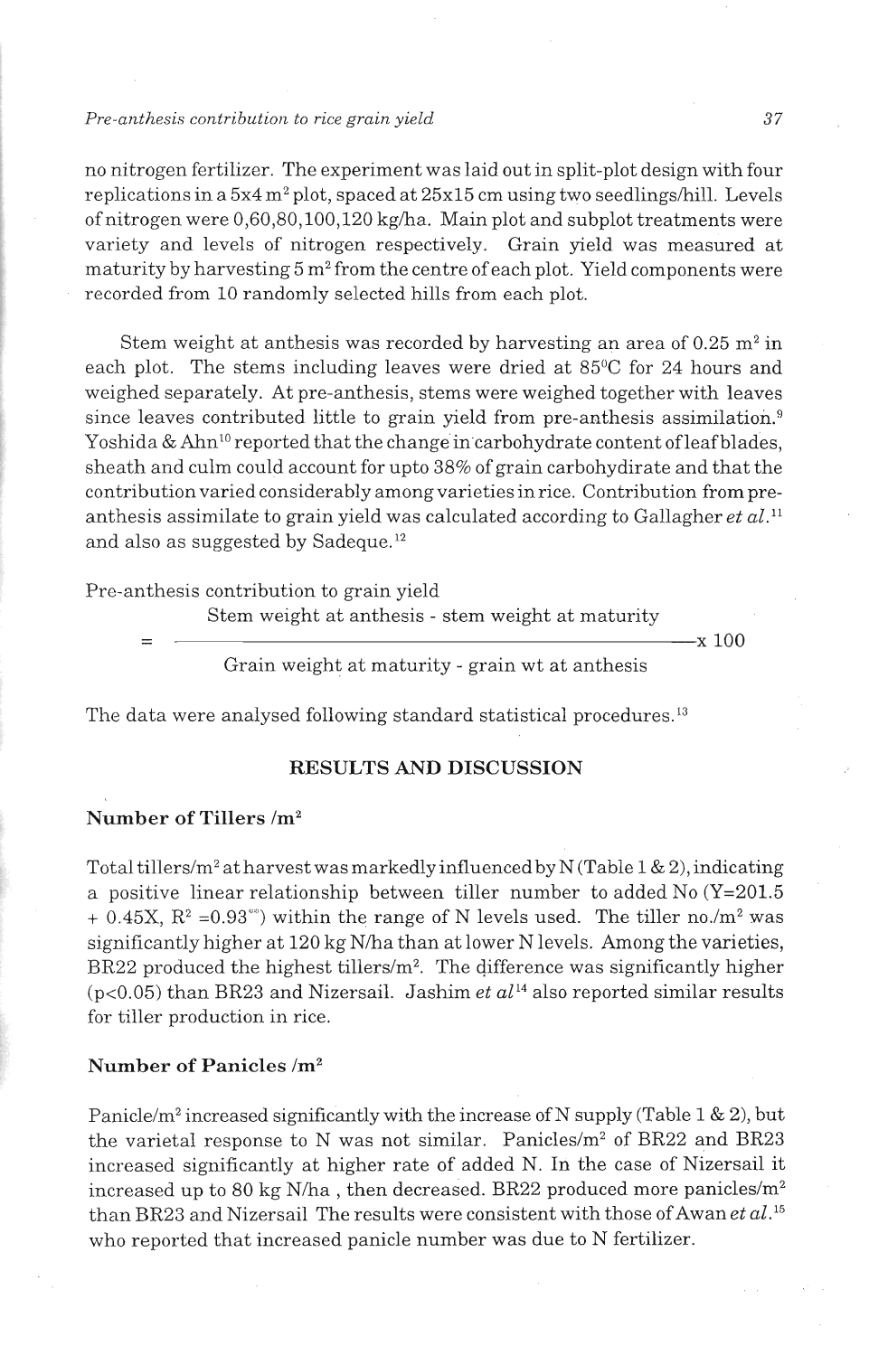no nitrogen fertilizer. The experiment was laid out in split-plot design with four replications in a $5x4 \text{ m}^2$ plot, spaced at 25x15 cm using two seedlings/hill. Levels of nitrogen were 0,60,80,100,120 kg/ha. Main plot and subplot treatments were variety and levels of nitrogen respectively. Grain yield was measured at maturity by harvesting $5 \text{ m}^2$ from the centre of each plot. Yield components were recorded from 10 randomly selected hills from each plot.

Stem weight at anthesis was recorded by harvesting an area of $0.25 \text{ m}^2$ in each plot. The stems including leaves were dried at 85°C for 24 hours and weighed separately. At pre-anthesis, stems were weighed together with leaves since leaves contributed little to grain yield from pre-anthesis assimilation.[9] Yoshida & Ahn[10] reported that the change in carbohydrate content of leaf blades, sheath and culm could account for upto 38% of grain carbohydirate and that the contribution varied considerably among varieties in rice. Contribution from pre-anthesis assimilate to grain yield was calculated according to Gallagher *et al.*[11] and also as suggested by Sadeque.[12]

Pre-anthesis contribution to grain yield

$$= \frac{\text{Stem weight at anthesis - stem weight at maturity}}{\text{Grain weight at maturity - grain wt at anthesis}} \times 100$$

The data were analysed following standard statistical procedures.[13]

## RESULTS AND DISCUSSION

### Number of Tillers /m$^2$

Total tillers/m$^2$ at harvest was markedly influenced by N (Table 1 & 2), indicating a positive linear relationship between tiller number to added No ($Y=201.5 + 0.45X$, $R^2 = 0.93^{**}$) within the range of N levels used. The tiller no./m$^2$ was significantly higher at 120 kg N/ha than at lower N levels. Among the varieties, BR22 produced the highest tillers/m$^2$. The difference was significantly higher ($p<0.05$) than BR23 and Nizersail. Jashim *et al*[14] also reported similar results for tiller production in rice.

### Number of Panicles /m$^2$

Panicle/m$^2$ increased significantly with the increase of N supply (Table 1 & 2), but the varietal response to N was not similar. Panicles/m$^2$ of BR22 and BR23 increased significantly at higher rate of added N. In the case of Nizersail it increased up to 80 kg N/ha , then decreased. BR22 produced more panicles/m$^2$ than BR23 and Nizersail The results were consistent with those of Awan *et al.*[15] who reported that increased panicle number was due to N fertilizer.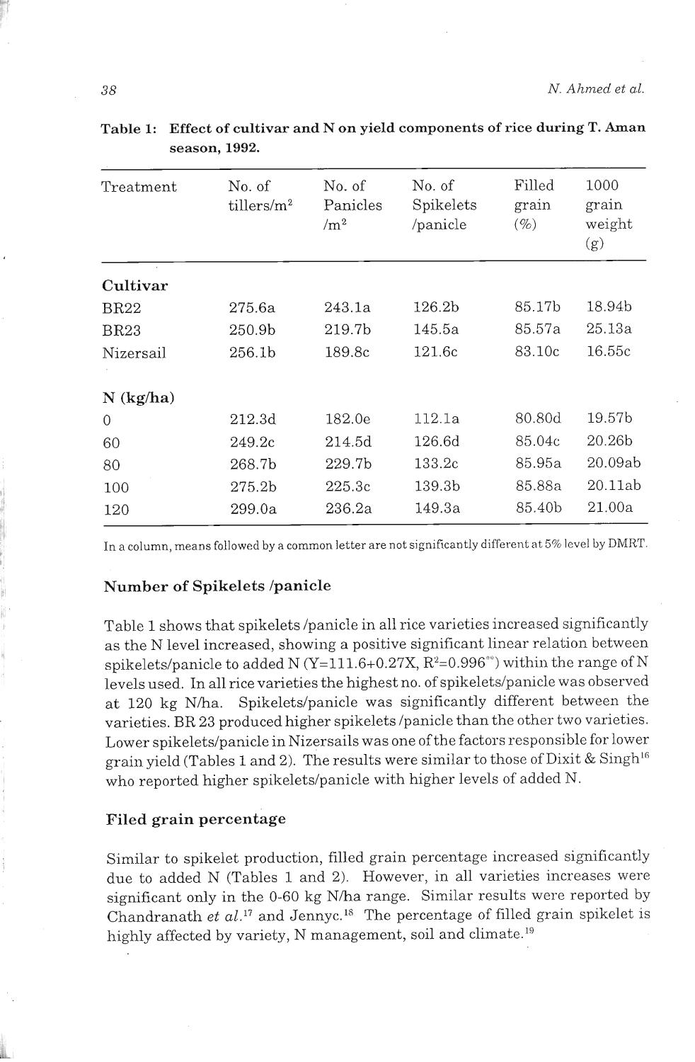**Table 1: Effect of cultivar and N on yield components of rice during T. Aman season, 1992.**

| Treatment | No. of tillers/$m^2$ | No. of Panicles /$m^2$ | No. of Spikelets /panicle | Filled grain (%) | 1000 grain weight (g) |
|---|---|---|---|---|---|
| **Cultivar** | | | | | |
| BR22 | 275.6a | 243.1a | 126.2b | 85.17b | 18.94b |
| BR23 | 250.9b | 219.7b | 145.5a | 85.57a | 25.13a |
| Nizersail | 256.1b | 189.8c | 121.6c | 83.10c | 16.55c |
| **N (kg/ha)** | | | | | |
| 0 | 212.3d | 182.0e | 112.1a | 80.80d | 19.57b |
| 60 | 249.2c | 214.5d | 126.6d | 85.04c | 20.26b |
| 80 | 268.7b | 229.7b | 133.2c | 85.95a | 20.09ab |
| 100 | 275.2b | 225.3c | 139.3b | 85.88a | 20.11ab |
| 120 | 299.0a | 236.2a | 149.3a | 85.40b | 21.00a |

In a column, means followed by a common letter are not significantly different at 5% level by DMRT.

### Number of Spikelets /panicle

Table 1 shows that spikelets /panicle in all rice varieties increased significantly as the N level increased, showing a positive significant linear relation between spikelets/panicle to added N ($Y=111.6+0.27X$, $R^2=0.996^{**}$) within the range of N levels used. In all rice varieties the highest no. of spikelets/panicle was observed at 120 kg N/ha. Spikelets/panicle was significantly different between the varieties. BR 23 produced higher spikelets /panicle than the other two varieties. Lower spikelets/panicle in Nizersails was one of the factors responsible for lower grain yield (Tables 1 and 2). The results were similar to those of Dixit & Singh[16] who reported higher spikelets/panicle with higher levels of added N.

### Filed grain percentage

Similar to spikelet production, filled grain percentage increased significantly due to added N (Tables 1 and 2). However, in all varieties increases were significant only in the 0-60 kg N/ha range. Similar results were reported by Chandranath *et al.*[17] and Jennyc.[18] The percentage of filled grain spikelet is highly affected by variety, N management, soil and climate.[19]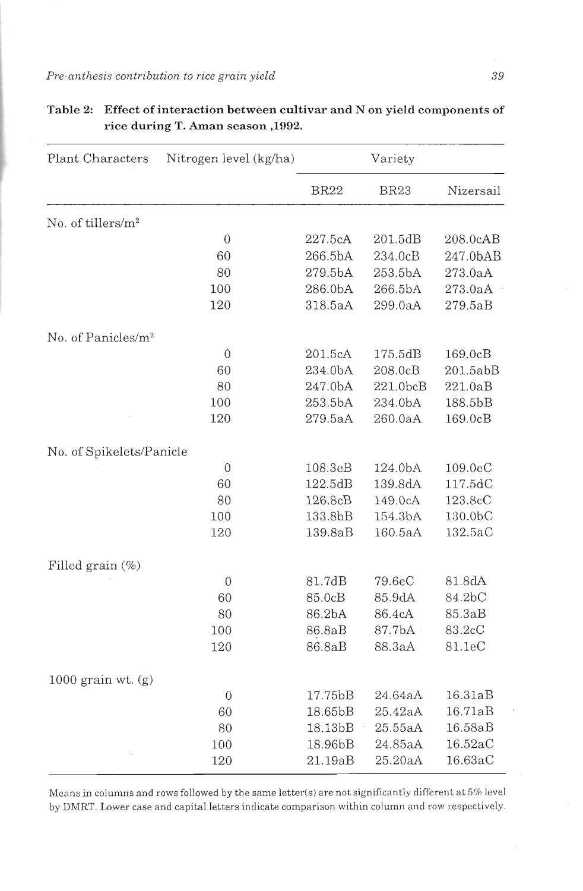**Table 2: Effect of interaction between cultivar and N on yield components of rice during T. Aman season ,1992.**

| Plant Characters | Nitrogen level (kg/ha) | Variety | | |
|---|---|---|---|---|
| | | BR22 | BR23 | Nizersail |
| No. of tillers/m$^2$ | | | | |
| | 0 | 227.5cA | 201.5dB | 208.0cAB |
| | 60 | 266.5bA | 234.0cB | 247.0bAB |
| | 80 | 279.5bA | 253.5bA | 273.0aA |
| | 100 | 286.0bA | 266.5bA | 273.0aA |
| | 120 | 318.5aA | 299.0aA | 279.5aB |
| No. of Panicles/m$^2$ | | | | |
| | 0 | 201.5cA | 175.5dB | 169.0cB |
| | 60 | 234.0bA | 208.0cB | 201.5abB |
| | 80 | 247.0bA | 221.0bcB | 221.0aB |
| | 100 | 253.5bA | 234.0bA | 188.5bB |
| | 120 | 279.5aA | 260.0aA | 169.0cB |
| No. of Spikelets/Panicle | | | | |
| | 0 | 108.3eB | 124.0bA | 109.0eC |
| | 60 | 122.5dB | 139.8dA | 117.5dC |
| | 80 | 126.8cB | 149.0cA | 123.8cC |
| | 100 | 133.8bB | 154.3bA | 130.0bC |
| | 120 | 139.8aB | 160.5aA | 132.5aC |
| Filled grain (%) | | | | |
| | 0 | 81.7dB | 79.6eC | 81.8dA |
| | 60 | 85.0cB | 85.9dA | 84.2bC |
| | 80 | 86.2bA | 86.4cA | 85.3aB |
| | 100 | 86.8aB | 87.7bA | 83.2cC |
| | 120 | 86.8aB | 88.3aA | 81.1eC |
| 1000 grain wt. (g) | | | | |
| | 0 | 17.75bB | 24.64aA | 16.31aB |
| | 60 | 18.65bB | 25.42aA | 16.71aB |
| | 80 | 18.13bB | 25.55aA | 16.58aB |
| | 100 | 18.96bB | 24.85aA | 16.52aC |
| | 120 | 21.19aB | 25.20aA | 16.63aC |

Means in columns and rows followed by the same letter(s) are not significantly different at 5% level by DMRT. Lower case and capital letters indicate comparison within column and row respectively.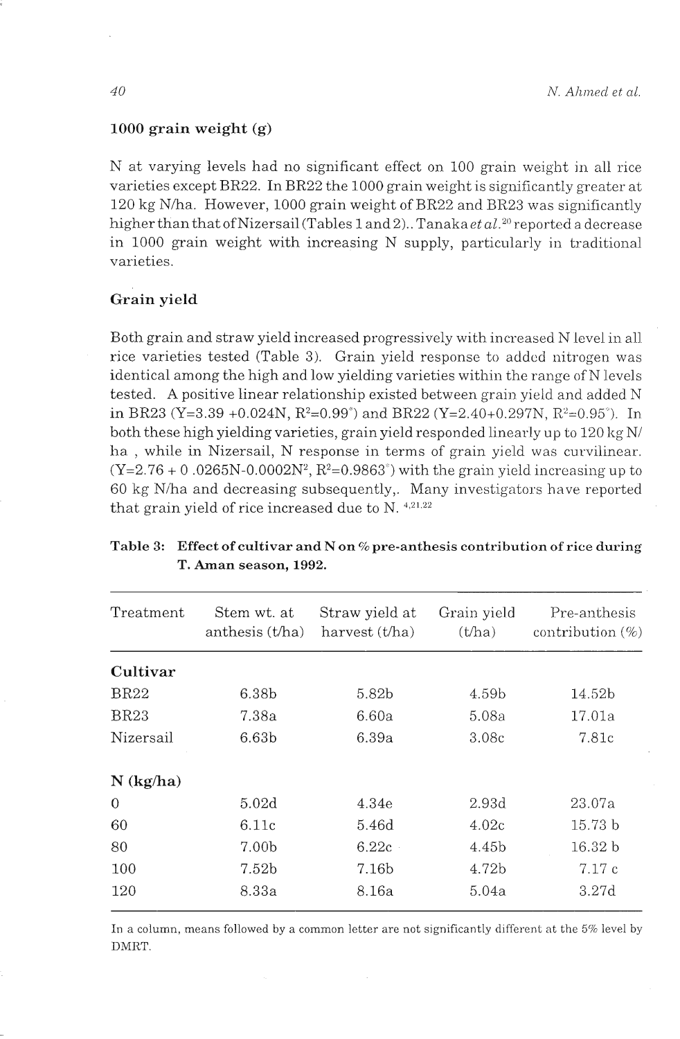### 1000 grain weight (g)

N at varying levels had no significant effect on 100 grain weight in all rice varieties except BR22. In BR22 the 1000 grain weight is significantly greater at 120 kg N/ha. However, 1000 grain weight of BR22 and BR23 was significantly higher than that of Nizersail (Tables 1 and 2).. Tanaka *et al.*[20] reported a decrease in 1000 grain weight with increasing N supply, particularly in traditional varieties.

### Grain yield

Both grain and straw yield increased progressively with increased N level in all rice varieties tested (Table 3). Grain yield response to added nitrogen was identical among the high and low yielding varieties within the range of N levels tested. A positive linear relationship existed between grain yield and added N in BR23 ($Y=3.39+0.024N$, $R^2=0.99^{*}$) and BR22 ($Y=2.40+0.297N$, $R^2=0.95^{*}$). In both these high yielding varieties, grain yield responded linearly up to 120 kg N/ha , while in Nizersail, N response in terms of grain yield was curvilinear. ($Y=2.76+0.0265N-0.0002N^2$, $R^2=0.9863^{*}$) with the grain yield increasing up to 60 kg N/ha and decreasing subsequently,. Many investigators have reported that grain yield of rice increased due to N. [4,21,22]

**Table 3: Effect of cultivar and N on % pre-anthesis contribution of rice during T. Aman season, 1992.**

| Treatment | Stem wt. at anthesis (t/ha) | Straw yield at harvest (t/ha) | Grain yield (t/ha) | Pre-anthesis contribution (%) |
|---|---|---|---|---|
| **Cultivar** | | | | |
| BR22 | 6.38b | 5.82b | 4.59b | 14.52b |
| BR23 | 7.38a | 6.60a | 5.08a | 17.01a |
| Nizersail | 6.63b | 6.39a | 3.08c | 7.81c |
| **N (kg/ha)** | | | | |
| 0 | 5.02d | 4.34e | 2.93d | 23.07a |
| 60 | 6.11c | 5.46d | 4.02c | 15.73 b |
| 80 | 7.00b | 6.22c | 4.45b | 16.32 b |
| 100 | 7.52b | 7.16b | 4.72b | 7.17 c |
| 120 | 8.33a | 8.16a | 5.04a | 3.27d |

In a column, means followed by a common letter are not significantly different at the 5% level by DMRT.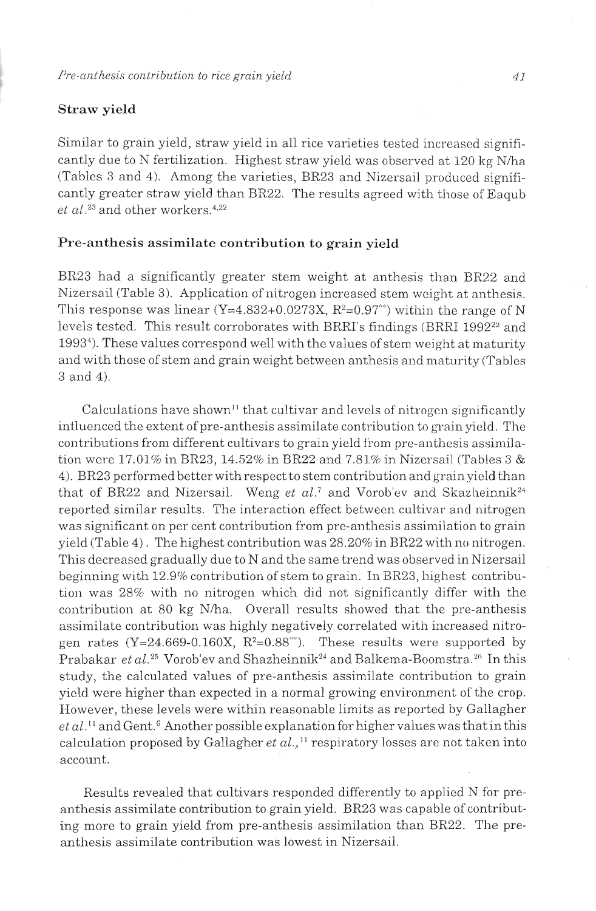### Straw yield

Similar to grain yield, straw yield in all rice varieties tested increased significantly due to N fertilization. Highest straw yield was observed at 120 kg N/ha (Tables 3 and 4). Among the varieties, BR23 and Nizersail produced significantly greater straw yield than BR22. The results agreed with those of Eaqub *et al.*[23] and other workers.[4,22]

### Pre-anthesis assimilate contribution to grain yield

BR23 had a significantly greater stem weight at anthesis than BR22 and Nizersail (Table 3). Application of nitrogen increased stem weight at anthesis. This response was linear ($Y=4.832+0.0273X$, $R^2=0.97^{**}$) within the range of N levels tested. This result corroborates with BRRI's findings (BRRI 1992[22] and 1993[4]). These values correspond well with the values of stem weight at maturity and with those of stem and grain weight between anthesis and maturity (Tables 3 and 4).

Calculations have shown[11] that cultivar and levels of nitrogen significantly influenced the extent of pre-anthesis assimilate contribution to grain yield. The contributions from different cultivars to grain yield from pre-anthesis assimilation were 17.01% in BR23, 14.52% in BR22 and 7.81% in Nizersail (Tables 3 & 4). BR23 performed better with respect to stem contribution and grain yield than that of BR22 and Nizersail. Weng *et al.*[7] and Vorob'ev and Skazheinnik[24] reported similar results. The interaction effect between cultivar and nitrogen was significant on per cent contribution from pre-anthesis assimilation to grain yield (Table 4). The highest contribution was 28.20% in BR22 with no nitrogen. This decreased gradually due to N and the same trend was observed in Nizersail beginning with 12.9% contribution of stem to grain. In BR23, highest contribution was 28% with no nitrogen which did not significantly differ with the contribution at 80 kg N/ha. Overall results showed that the pre-anthesis assimilate contribution was highly negatively correlated with increased nitrogen rates ($Y=24.669-0.160X$, $R^2=0.88^{**}$). These results were supported by Prabakar *et al.*[25] Vorob'ev and Shazheinnik[24] and Balkema-Boomstra.[26] In this study, the calculated values of pre-anthesis assimilate contribution to grain yield were higher than expected in a normal growing environment of the crop. However, these levels were within reasonable limits as reported by Gallagher *et al.*[11] and Gent.[6] Another possible explanation for higher values was that in this calculation proposed by Gallagher *et al.*,[11] respiratory losses are not taken into account.

Results revealed that cultivars responded differently to applied N for pre-anthesis assimilate contribution to grain yield. BR23 was capable of contributing more to grain yield from pre-anthesis assimilation than BR22. The pre-anthesis assimilate contribution was lowest in Nizersail.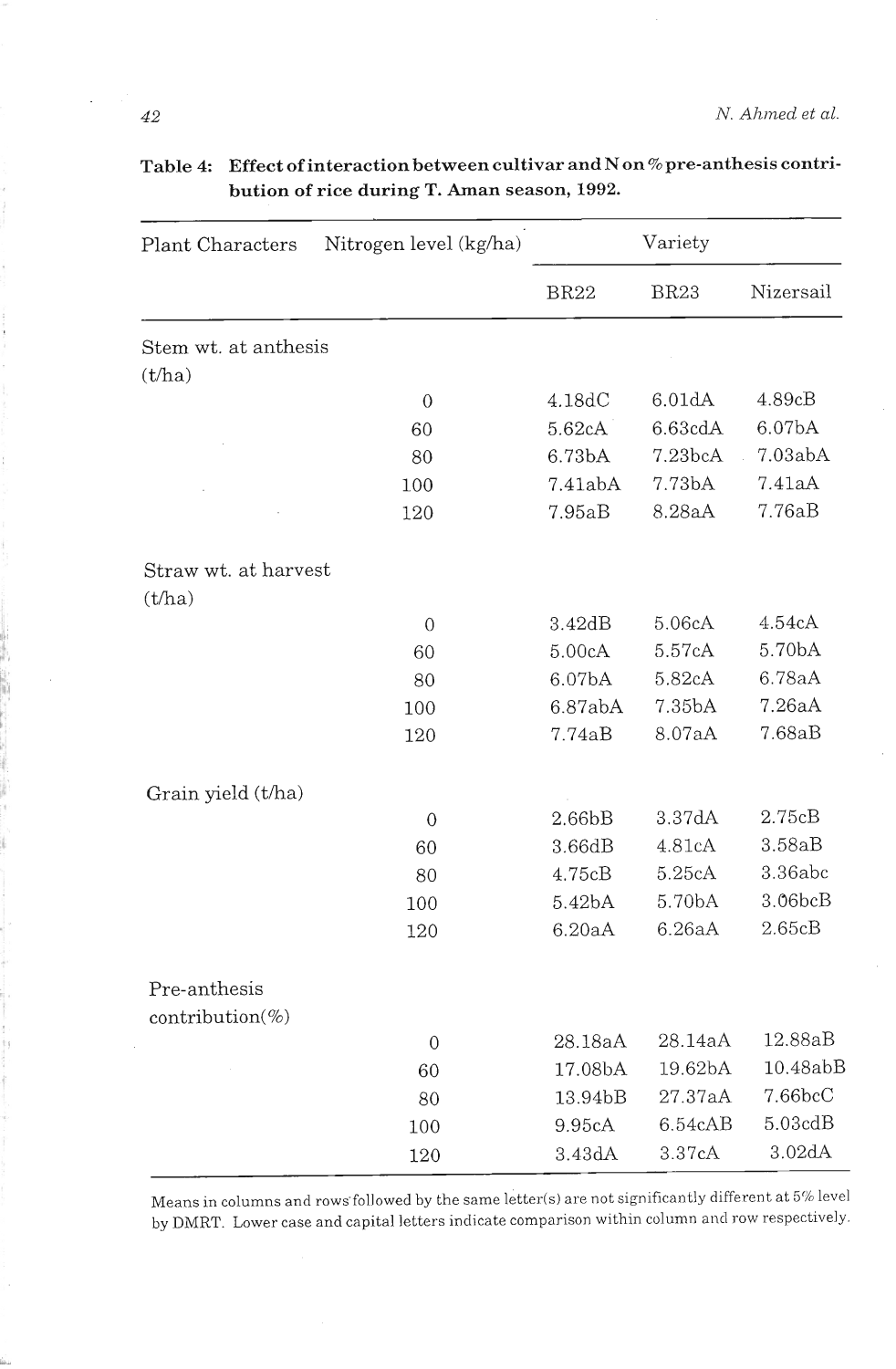**Table 4: Effect of interaction between cultivar and N on % pre-anthesis contribution of rice during T. Aman season, 1992.**

| Plant Characters | Nitrogen level (kg/ha) | Variety | | |
|---|---|---|---|---|
| | | BR22 | BR23 | Nizersail |
| Stem wt. at anthesis (t/ha) | | | | |
| | 0 | 4.18dC | 6.01dA | 4.89cB |
| | 60 | 5.62cA | 6.63cdA | 6.07bA |
| | 80 | 6.73bA | 7.23bcA | 7.03abA |
| | 100 | 7.41abA | 7.73bA | 7.41aA |
| | 120 | 7.95aB | 8.28aA | 7.76aB |
| Straw wt. at harvest (t/ha) | | | | |
| | 0 | 3.42dB | 5.06cA | 4.54cA |
| | 60 | 5.00cA | 5.57cA | 5.70bA |
| | 80 | 6.07bA | 5.82cA | 6.78aA |
| | 100 | 6.87abA | 7.35bA | 7.26aA |
| | 120 | 7.74aB | 8.07aA | 7.68aB |
| Grain yield (t/ha) | | | | |
| | 0 | 2.66bB | 3.37dA | 2.75cB |
| | 60 | 3.66dB | 4.81cA | 3.58aB |
| | 80 | 4.75cB | 5.25cA | 3.36abc |
| | 100 | 5.42bA | 5.70bA | 3.06bcB |
| | 120 | 6.20aA | 6.26aA | 2.65cB |
| Pre-anthesis contribution(%) | | | | |
| | 0 | 28.18aA | 28.14aA | 12.88aB |
| | 60 | 17.08bA | 19.62bA | 10.48abB |
| | 80 | 13.94bB | 27.37aA | 7.66bcC |
| | 100 | 9.95cA | 6.54cAB | 5.03cdB |
| | 120 | 3.43dA | 3.37cA | 3.02dA |

Means in columns and rows followed by the same letter(s) are not significantly different at 5% level by DMRT. Lower case and capital letters indicate comparison within column and row respectively.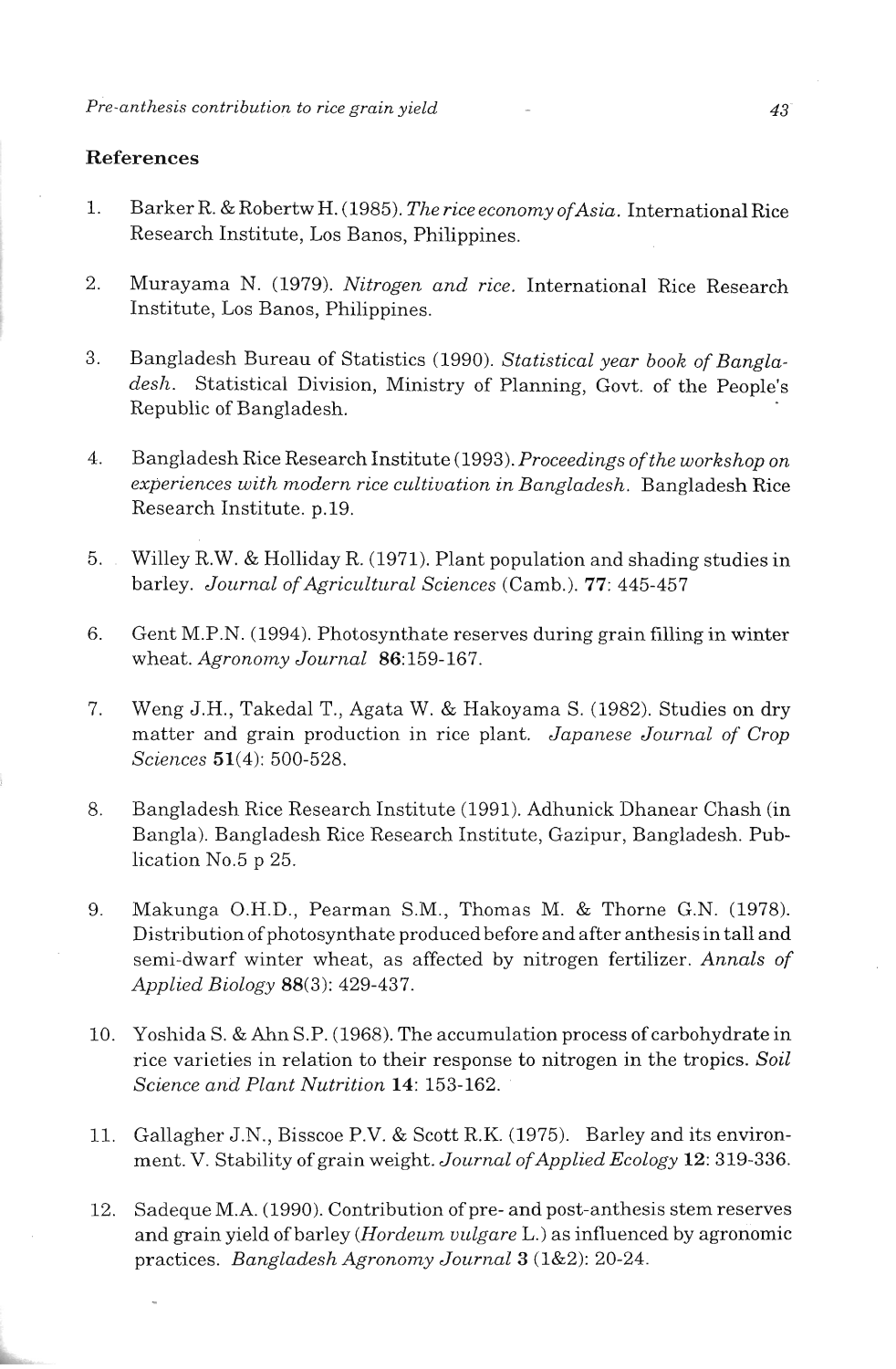## References

1. Barker R. & Robertw H. (1985). *The rice economy of Asia.* International Rice Research Institute, Los Banos, Philippines.

2. Murayama N. (1979). *Nitrogen and rice.* International Rice Research Institute, Los Banos, Philippines.

3. Bangladesh Bureau of Statistics (1990). *Statistical year book of Bangladesh.* Statistical Division, Ministry of Planning, Govt. of the People's Republic of Bangladesh.

4. Bangladesh Rice Research Institute (1993). *Proceedings of the workshop on experiences with modern rice cultivation in Bangladesh.* Bangladesh Rice Research Institute. p.19.

5. Willey R.W. & Holliday R. (1971). Plant population and shading studies in barley. *Journal of Agricultural Sciences* (Camb.). **77**: 445-457

6. Gent M.P.N. (1994). Photosynthate reserves during grain filling in winter wheat. *Agronomy Journal* **86**:159-167.

7. Weng J.H., Takedal T., Agata W. & Hakoyama S. (1982). Studies on dry matter and grain production in rice plant. *Japanese Journal of Crop Sciences* **51**(4): 500-528.

8. Bangladesh Rice Research Institute (1991). Adhunick Dhanear Chash (in Bangla). Bangladesh Rice Research Institute, Gazipur, Bangladesh. Publication No.5 p 25.

9. Makunga O.H.D., Pearman S.M., Thomas M. & Thorne G.N. (1978). Distribution of photosynthate produced before and after anthesis in tall and semi-dwarf winter wheat, as affected by nitrogen fertilizer. *Annals of Applied Biology* **88**(3): 429-437.

10. Yoshida S. & Ahn S.P. (1968). The accumulation process of carbohydrate in rice varieties in relation to their response to nitrogen in the tropics. *Soil Science and Plant Nutrition* **14**: 153-162.

11. Gallagher J.N., Bisscoe P.V. & Scott R.K. (1975). Barley and its environment. V. Stability of grain weight. *Journal of Applied Ecology* **12**: 319-336.

12. Sadeque M.A. (1990). Contribution of pre- and post-anthesis stem reserves and grain yield of barley (*Hordeum vulgare* L.) as influenced by agronomic practices. *Bangladesh Agronomy Journal* **3** (1&2): 20-24.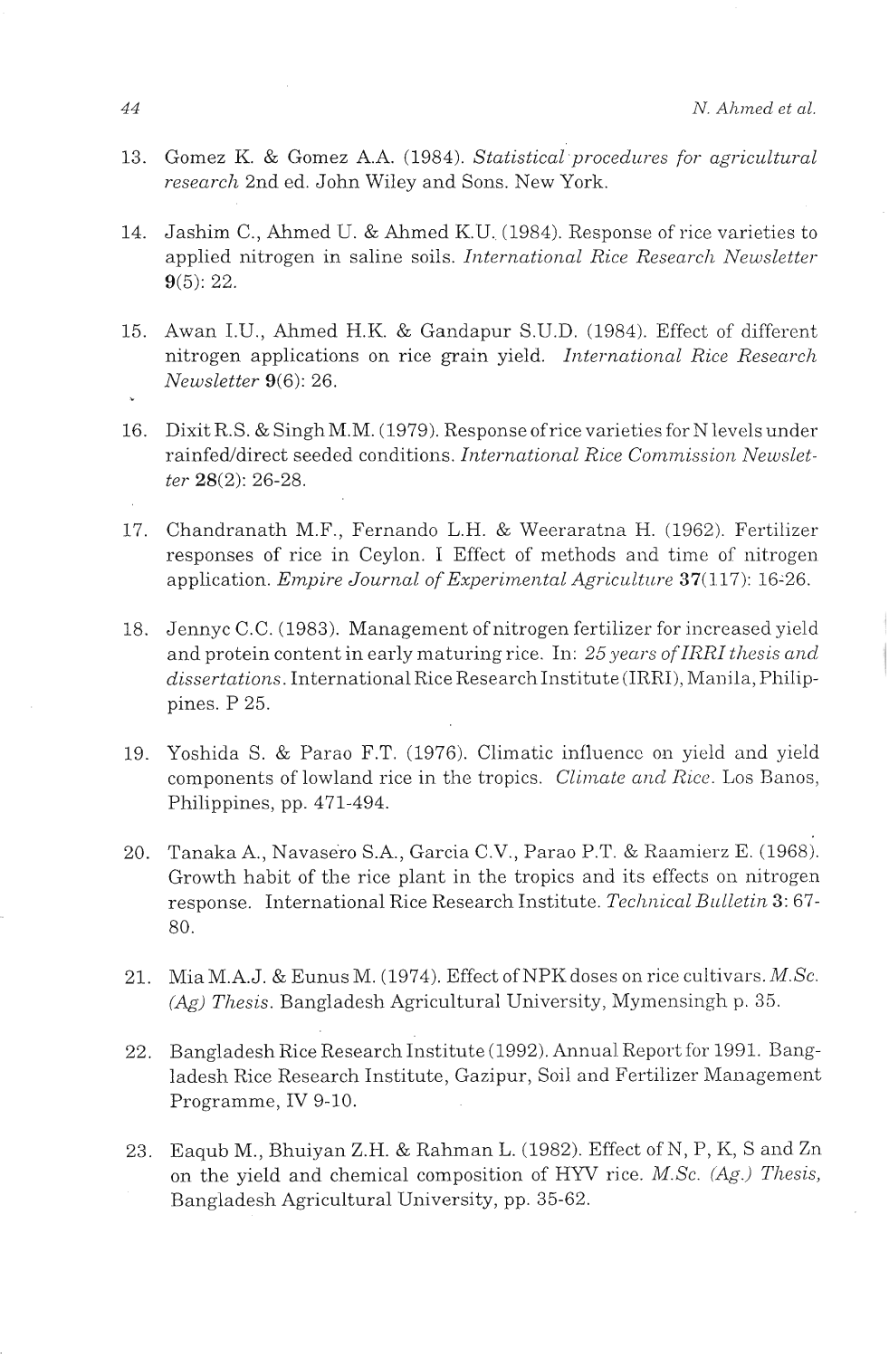13. Gomez K. & Gomez A.A. (1984). *Statistical procedures for agricultural research* 2nd ed. John Wiley and Sons. New York.

14. Jashim C., Ahmed U. & Ahmed K.U. (1984). Response of rice varieties to applied nitrogen in saline soils. *International Rice Research Newsletter* **9**(5): 22.

15. Awan I.U., Ahmed H.K. & Gandapur S.U.D. (1984). Effect of different nitrogen applications on rice grain yield. *International Rice Research Newsletter* **9**(6): 26.

16. Dixit R.S. & Singh M.M. (1979). Response of rice varieties for N levels under rainfed/direct seeded conditions. *International Rice Commission Newsletter* **28**(2): 26-28.

17. Chandranath M.F., Fernando L.H. & Weeraratna H. (1962). Fertilizer responses of rice in Ceylon. I Effect of methods and time of nitrogen application. *Empire Journal of Experimental Agriculture* **37**(117): 16-26.

18. Jennyc C.C. (1983). Management of nitrogen fertilizer for increased yield and protein content in early maturing rice. In: *25 years of IRRI thesis and dissertations*. International Rice Research Institute (IRRI), Manila, Philippines. P 25.

19. Yoshida S. & Parao F.T. (1976). Climatic influence on yield and yield components of lowland rice in the tropics. *Climate and Rice*. Los Banos, Philippines, pp. 471-494.

20. Tanaka A., Navasero S.A., Garcia C.V., Parao P.T. & Raamierz E. (1968). Growth habit of the rice plant in the tropics and its effects on nitrogen response. International Rice Research Institute. *Technical Bulletin* **3**: 67-80.

21. Mia M.A.J. & Eunus M. (1974). Effect of NPK doses on rice cultivars. *M.Sc. (Ag) Thesis*. Bangladesh Agricultural University, Mymensingh p. 35.

22. Bangladesh Rice Research Institute (1992). Annual Report for 1991. Bangladesh Rice Research Institute, Gazipur, Soil and Fertilizer Management Programme, IV 9-10.

23. Eaqub M., Bhuiyan Z.H. & Rahman L. (1982). Effect of N, P, K, S and Zn on the yield and chemical composition of HYV rice. *M.Sc. (Ag.) Thesis*, Bangladesh Agricultural University, pp. 35-62.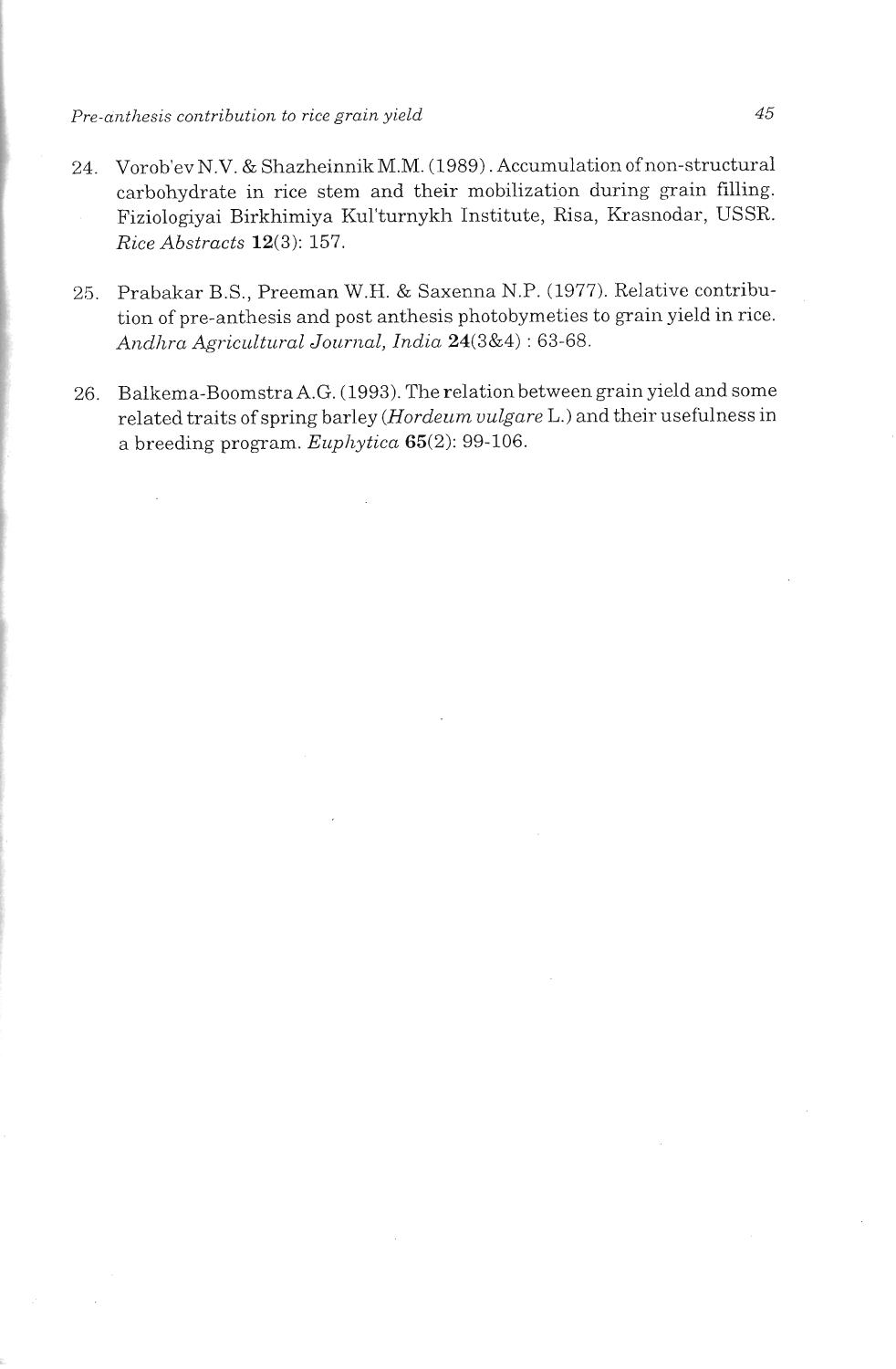24. Vorob'ev N.V. & Shazheinnik M.M. (1989). Accumulation of non-structural carbohydrate in rice stem and their mobilization during grain filling. Fiziologiyai Birkhimiya Kul'turnykh Institute, Risa, Krasnodar, USSR. *Rice Abstracts* **12**(3): 157.

25. Prabakar B.S., Preeman W.H. & Saxenna N.P. (1977). Relative contribution of pre-anthesis and post anthesis photobymeties to grain yield in rice. *Andhra Agricultural Journal, India* **24**(3&4) : 63-68.

26. Balkema-Boomstra A.G. (1993). The relation between grain yield and some related traits of spring barley (*Hordeum vulgare* L.) and their usefulness in a breeding program. *Euphytica* **65**(2): 99-106.